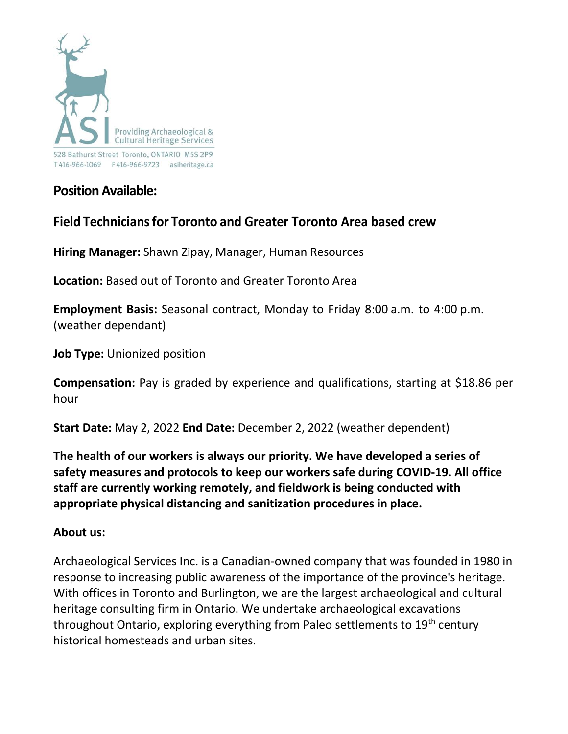ASI

Providing Archaeological & Cultural Heritage Services

528 Bathurst Street Toronto, ONTARIO M5S 2P9
T 416-966-1069 F 416-966-9723 asiheritage.ca

## Position Available:

## Field Technicians for Toronto and Greater Toronto Area based crew

**Hiring Manager:** Shawn Zipay, Manager, Human Resources

**Location:** Based out of Toronto and Greater Toronto Area

**Employment Basis:** Seasonal contract, Monday to Friday 8:00 a.m. to 4:00 p.m. (weather dependant)

**Job Type:** Unionized position

**Compensation:** Pay is graded by experience and qualifications, starting at $18.86 per hour

**Start Date:** May 2, 2022 **End Date:** December 2, 2022 (weather dependent)

**The health of our workers is always our priority. We have developed a series of safety measures and protocols to keep our workers safe during COVID-19. All office staff are currently working remotely, and fieldwork is being conducted with appropriate physical distancing and sanitization procedures in place.**

**About us:**

Archaeological Services Inc. is a Canadian-owned company that was founded in 1980 in response to increasing public awareness of the importance of the province's heritage. With offices in Toronto and Burlington, we are the largest archaeological and cultural heritage consulting firm in Ontario. We undertake archaeological excavations throughout Ontario, exploring everything from Paleo settlements to 19th century historical homesteads and urban sites.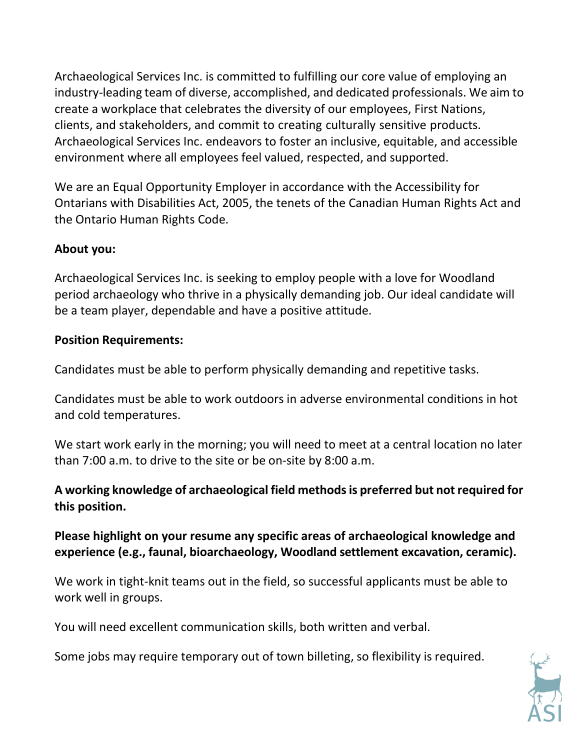Archaeological Services Inc. is committed to fulfilling our core value of employing an industry-leading team of diverse, accomplished, and dedicated professionals. We aim to create a workplace that celebrates the diversity of our employees, First Nations, clients, and stakeholders, and commit to creating culturally sensitive products. Archaeological Services Inc. endeavors to foster an inclusive, equitable, and accessible environment where all employees feel valued, respected, and supported.

We are an Equal Opportunity Employer in accordance with the Accessibility for Ontarians with Disabilities Act, 2005, the tenets of the Canadian Human Rights Act and the Ontario Human Rights Code.

**About you:**

Archaeological Services Inc. is seeking to employ people with a love for Woodland period archaeology who thrive in a physically demanding job. Our ideal candidate will be a team player, dependable and have a positive attitude.

**Position Requirements:**

Candidates must be able to perform physically demanding and repetitive tasks.

Candidates must be able to work outdoors in adverse environmental conditions in hot and cold temperatures.

We start work early in the morning; you will need to meet at a central location no later than 7:00 a.m. to drive to the site or be on-site by 8:00 a.m.

**A working knowledge of archaeological field methods is preferred but not required for this position.**

**Please highlight on your resume any specific areas of archaeological knowledge and experience (e.g., faunal, bioarchaeology, Woodland settlement excavation, ceramic).**

We work in tight-knit teams out in the field, so successful applicants must be able to work well in groups.

You will need excellent communication skills, both written and verbal.

Some jobs may require temporary out of town billeting, so flexibility is required.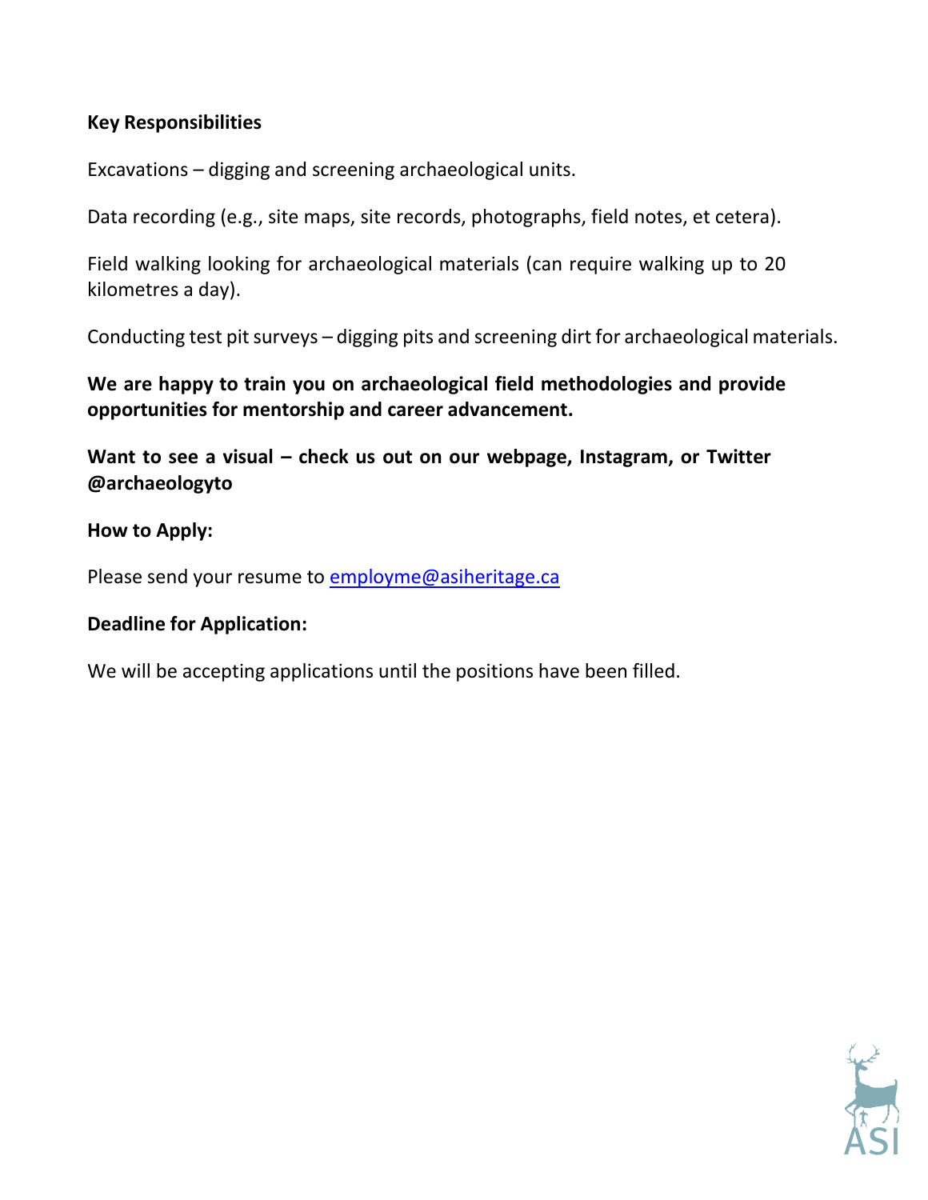**Key Responsibilities**

Excavations – digging and screening archaeological units.

Data recording (e.g., site maps, site records, photographs, field notes, et cetera).

Field walking looking for archaeological materials (can require walking up to 20 kilometres a day).

Conducting test pit surveys – digging pits and screening dirt for archaeological materials.

**We are happy to train you on archaeological field methodologies and provide opportunities for mentorship and career advancement.**

**Want to see a visual – check us out on our webpage, Instagram, or Twitter @archaeologyto**

**How to Apply:**

Please send your resume to employme@asiheritage.ca

**Deadline for Application:**

We will be accepting applications until the positions have been filled.

ASI